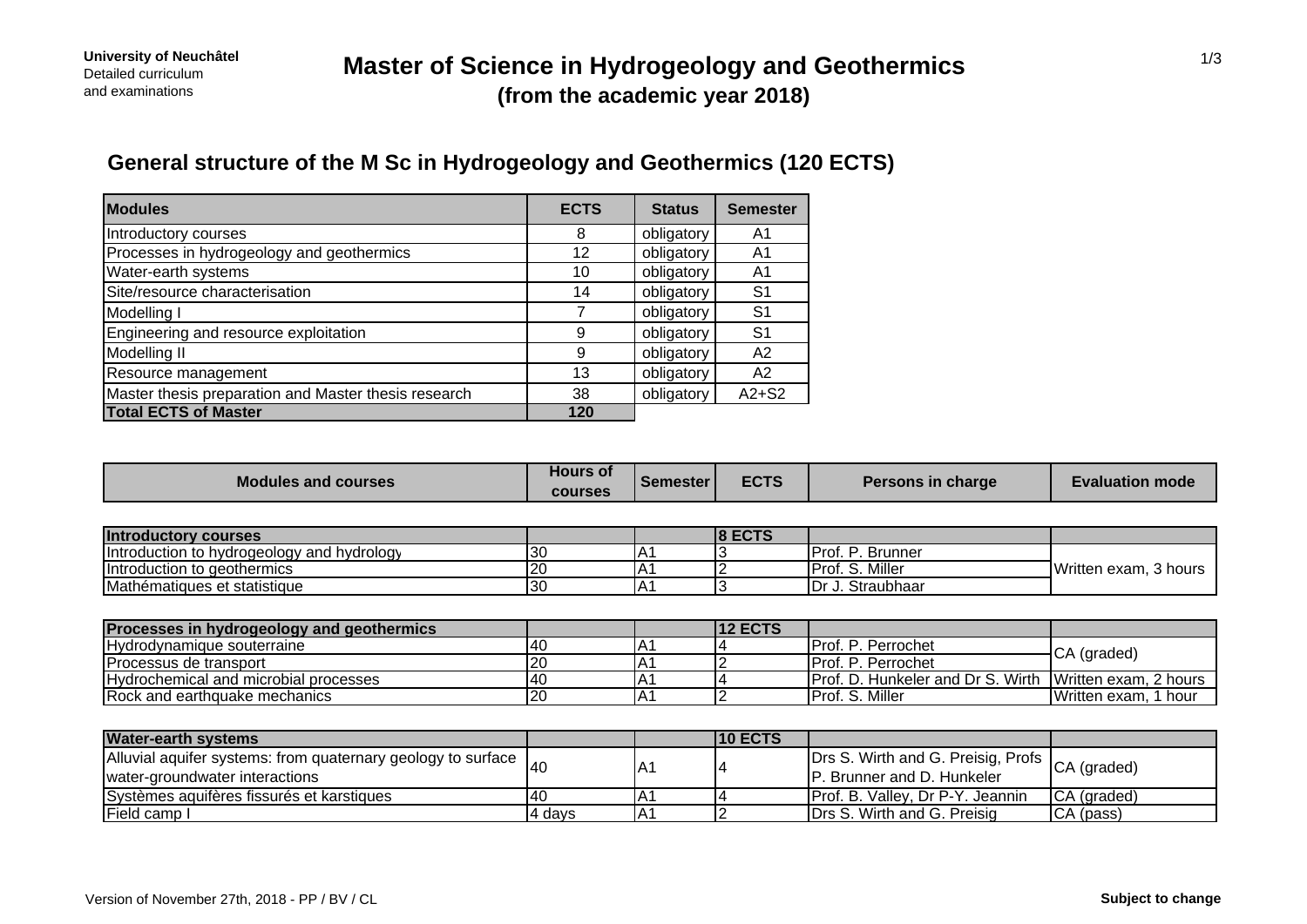**University of Neuchâtel**
Detailed curriculum
and examinations

# Master of Science in Hydrogeology and Geothermics
## (from the academic year 2018)

### General structure of the M Sc in Hydrogeology and Geothermics (120 ECTS)

| Modules | ECTS | Status | Semester |
|---|---|---|---|
| Introductory courses | 8 | obligatory | A1 |
| Processes in hydrogeology and geothermics | 12 | obligatory | A1 |
| Water-earth systems | 10 | obligatory | A1 |
| Site/resource characterisation | 14 | obligatory | S1 |
| Modelling I | 7 | obligatory | S1 |
| Engineering and resource exploitation | 9 | obligatory | S1 |
| Modelling II | 9 | obligatory | A2 |
| Resource management | 13 | obligatory | A2 |
| Master thesis preparation and Master thesis research | 38 | obligatory | A2+S2 |
| **Total ECTS of Master** | **120** | | |

| Modules and courses | Hours of courses | Semester | ECTS | Persons in charge | Evaluation mode |
|---|---|---|---|---|---|
| **Introductory courses** | | | **8 ECTS** | | |
| Introduction to hydrogeology and hydrology | 30 | A1 | 3 | Prof. P. Brunner | Written exam, 3 hours |
| Introduction to geothermics | 20 | A1 | 2 | Prof. S. Miller | |
| Mathématiques et statistique | 30 | A1 | 3 | Dr J. Straubhaar | |
| **Processes in hydrogeology and geothermics** | | | **12 ECTS** | | |
| Hydrodynamique souterraine | 40 | A1 | 4 | Prof. P. Perrochet | CA (graded) |
| Processus de transport | 20 | A1 | 2 | Prof. P. Perrochet | |
| Hydrochemical and microbial processes | 40 | A1 | 4 | Prof. D. Hunkeler and Dr S. Wirth | Written exam, 2 hours |
| Rock and earthquake mechanics | 20 | A1 | 2 | Prof. S. Miller | Written exam, 1 hour |
| **Water-earth systems** | | | **10 ECTS** | | |
| Alluvial aquifer systems: from quaternary geology to surface water-groundwater interactions | 40 | A1 | 4 | Drs S. Wirth and G. Preisig, Profs P. Brunner and D. Hunkeler | CA (graded) |
| Systèmes aquifères fissurés et karstiques | 40 | A1 | 4 | Prof. B. Valley, Dr P-Y. Jeannin | CA (graded) |
| Field camp I | 4 days | A1 | 2 | Drs S. Wirth and G. Preisig | CA (pass) |

Version of November 27th, 2018 - PP / BV / CL

**Subject to change**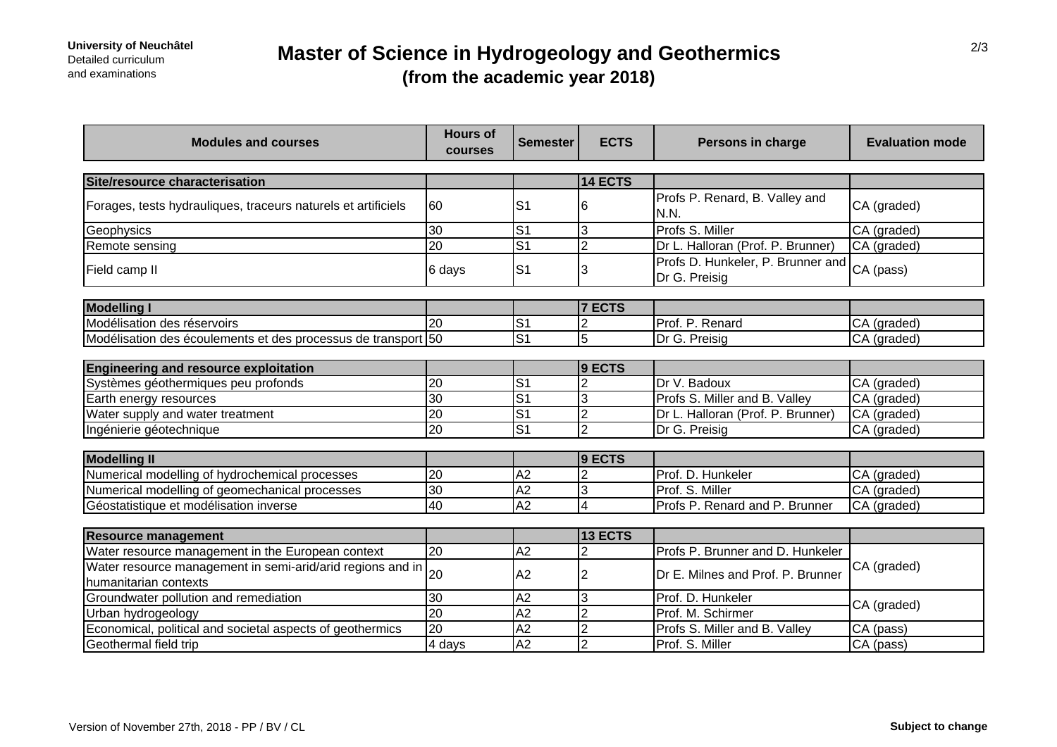**University of Neuchâtel**
Detailed curriculum
and examinations

# Master of Science in Hydrogeology and Geothermics
## (from the academic year 2018)

| Modules and courses | Hours of courses | Semester | ECTS | Persons in charge | Evaluation mode |
|---|---|---|---|---|---|
| **Site/resource characterisation** | | | **14 ECTS** | | |
| Forages, tests hydrauliques, traceurs naturels et artificiels | 60 | S1 | 6 | Profs P. Renard, B. Valley and N.N. | CA (graded) |
| Geophysics | 30 | S1 | 3 | Profs S. Miller | CA (graded) |
| Remote sensing | 20 | S1 | 2 | Dr L. Halloran (Prof. P. Brunner) | CA (graded) |
| Field camp II | 6 days | S1 | 3 | Profs D. Hunkeler, P. Brunner and Dr G. Preisig | CA (pass) |
| **Modelling I** | | | **7 ECTS** | | |
| Modélisation des réservoirs | 20 | S1 | 2 | Prof. P. Renard | CA (graded) |
| Modélisation des écoulements et des processus de transport | 50 | S1 | 5 | Dr G. Preisig | CA (graded) |
| **Engineering and resource exploitation** | | | **9 ECTS** | | |
| Systèmes géothermiques peu profonds | 20 | S1 | 2 | Dr V. Badoux | CA (graded) |
| Earth energy resources | 30 | S1 | 3 | Profs S. Miller and B. Valley | CA (graded) |
| Water supply and water treatment | 20 | S1 | 2 | Dr L. Halloran (Prof. P. Brunner) | CA (graded) |
| Ingénierie géotechnique | 20 | S1 | 2 | Dr G. Preisig | CA (graded) |
| **Modelling II** | | | **9 ECTS** | | |
| Numerical modelling of hydrochemical processes | 20 | A2 | 2 | Prof. D. Hunkeler | CA (graded) |
| Numerical modelling of geomechanical processes | 30 | A2 | 3 | Prof. S. Miller | CA (graded) |
| Géostatistique et modélisation inverse | 40 | A2 | 4 | Profs P. Renard and P. Brunner | CA (graded) |
| **Resource management** | | | **13 ECTS** | | |
| Water resource management in the European context | 20 | A2 | 2 | Profs P. Brunner and D. Hunkeler | CA (graded) |
| Water resource management in semi-arid/arid regions and in humanitarian contexts | 20 | A2 | 2 | Dr E. Milnes and Prof. P. Brunner | |
| Groundwater pollution and remediation | 30 | A2 | 3 | Prof. D. Hunkeler | CA (graded) |
| Urban hydrogeology | 20 | A2 | 2 | Prof. M. Schirmer | |
| Economical, political and societal aspects of geothermics | 20 | A2 | 2 | Profs S. Miller and B. Valley | CA (pass) |
| Geothermal field trip | 4 days | A2 | 2 | Prof. S. Miller | CA (pass) |

Version of November 27th, 2018 - PP / BV / CL

**Subject to change**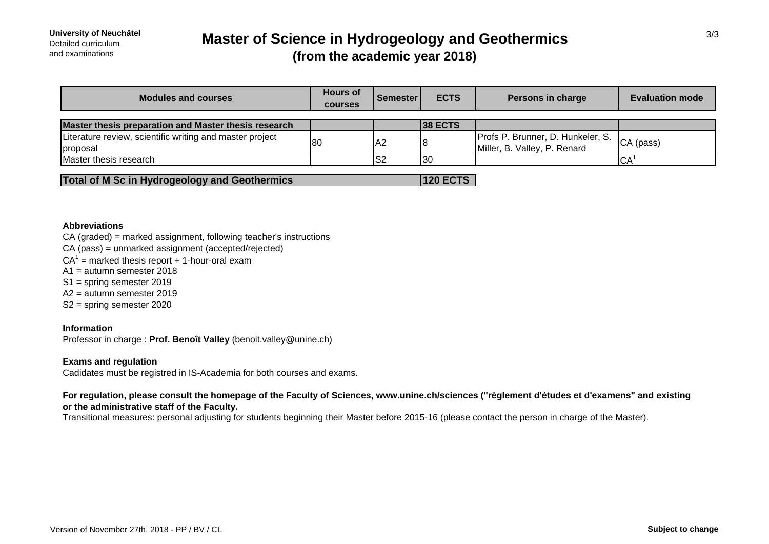University of Neuchâtel
Detailed curriculum
and examinations

# Master of Science in Hydrogeology and Geothermics
## (from the academic year 2018)

| Modules and courses | Hours of courses | Semester | ECTS | Persons in charge | Evaluation mode |
|---|---|---|---|---|---|
| **Master thesis preparation and Master thesis research** | | | **38 ECTS** | | |
| Literature review, scientific writing and master project proposal | 80 | A2 | 8 | Profs P. Brunner, D. Hunkeler, S. Miller, B. Valley, P. Renard | CA (pass) |
| Master thesis research | | S2 | 30 | | CA[1] |
| **Total of M Sc in Hydrogeology and Geothermics** | | | **120 ECTS** | | |

**Abbreviations**

CA (graded) = marked assignment, following teacher's instructions
CA (pass) = unmarked assignment (accepted/rejected)
CA[1] = marked thesis report + 1-hour-oral exam
A1 = autumn semester 2018
S1 = spring semester 2019
A2 = autumn semester 2019
S2 = spring semester 2020

**Information**

Professor in charge : **Prof. Benoît Valley** (benoit.valley@unine.ch)

**Exams and regulation**

Cadidates must be registred in IS-Academia for both courses and exams.

**For regulation, please consult the homepage of the Faculty of Sciences, www.unine.ch/sciences ("règlement d'études et d'examens" and existing or the administrative staff of the Faculty.**

Transitional measures: personal adjusting for students beginning their Master before 2015-16 (please contact the person in charge of the Master).

Version of November 27th, 2018 - PP / BV / CL

**Subject to change**